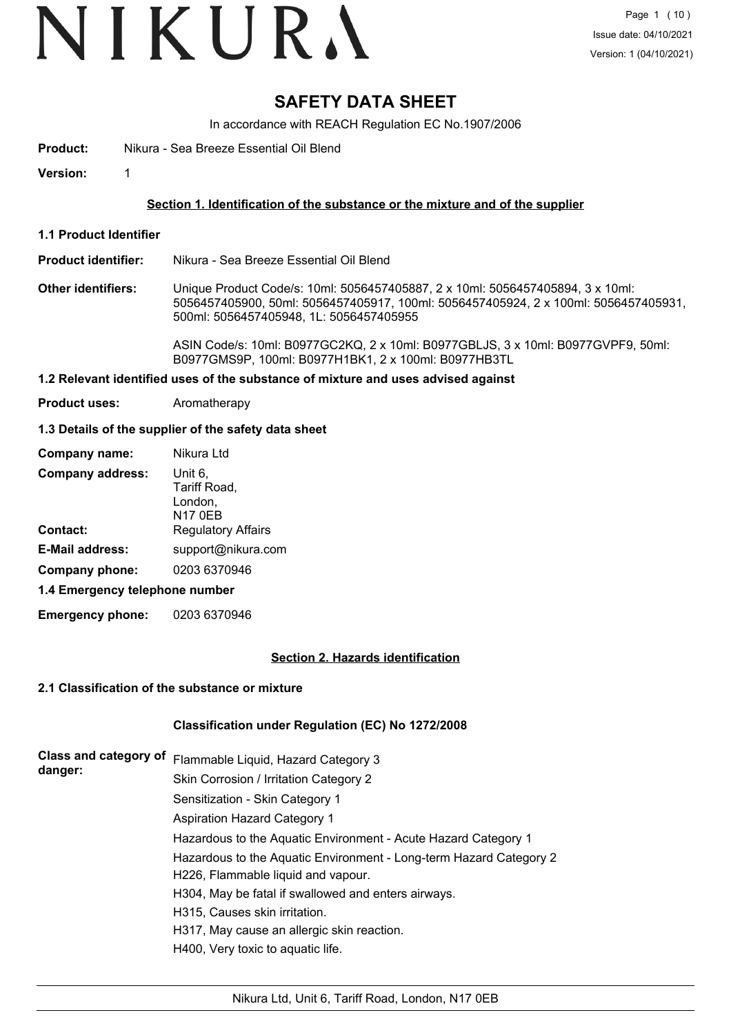# SAFETY DATA SHEET

In accordance with REACH Regulation EC No.1907/2006

**Product:** Nikura - Sea Breeze Essential Oil Blend

**Version:** 1

## Section 1. Identification of the substance or the mixture and of the supplier

### 1.1 Product Identifier

**Product identifier:** Nikura - Sea Breeze Essential Oil Blend

**Other identifiers:** Unique Product Code/s: 10ml: 5056457405887, 2 x 10ml: 5056457405894, 3 x 10ml: 5056457405900, 50ml: 5056457405917, 100ml: 5056457405924, 2 x 100ml: 5056457405931, 500ml: 5056457405948, 1L: 5056457405955

ASIN Code/s: 10ml: B0977GC2KQ, 2 x 10ml: B0977GBLJS, 3 x 10ml: B0977GVPF9, 50ml: B0977GMS9P, 100ml: B0977H1BK1, 2 x 100ml: B0977HB3TL

### 1.2 Relevant identified uses of the substance of mixture and uses advised against

**Product uses:** Aromatherapy

### 1.3 Details of the supplier of the safety data sheet

**Company name:** Nikura Ltd

**Company address:** Unit 6, Tariff Road, London, N17 0EB

**Contact:** Regulatory Affairs

**E-Mail address:** support@nikura.com

**Company phone:** 0203 6370946

### 1.4 Emergency telephone number

**Emergency phone:** 0203 6370946

## Section 2. Hazards identification

### 2.1 Classification of the substance or mixture

**Classification under Regulation (EC) No 1272/2008**

**Class and category of danger:**

Flammable Liquid, Hazard Category 3
Skin Corrosion / Irritation Category 2
Sensitization - Skin Category 1
Aspiration Hazard Category 1
Hazardous to the Aquatic Environment - Acute Hazard Category 1
Hazardous to the Aquatic Environment - Long-term Hazard Category 2
H226, Flammable liquid and vapour.
H304, May be fatal if swallowed and enters airways.
H315, Causes skin irritation.
H317, May cause an allergic skin reaction.
H400, Very toxic to aquatic life.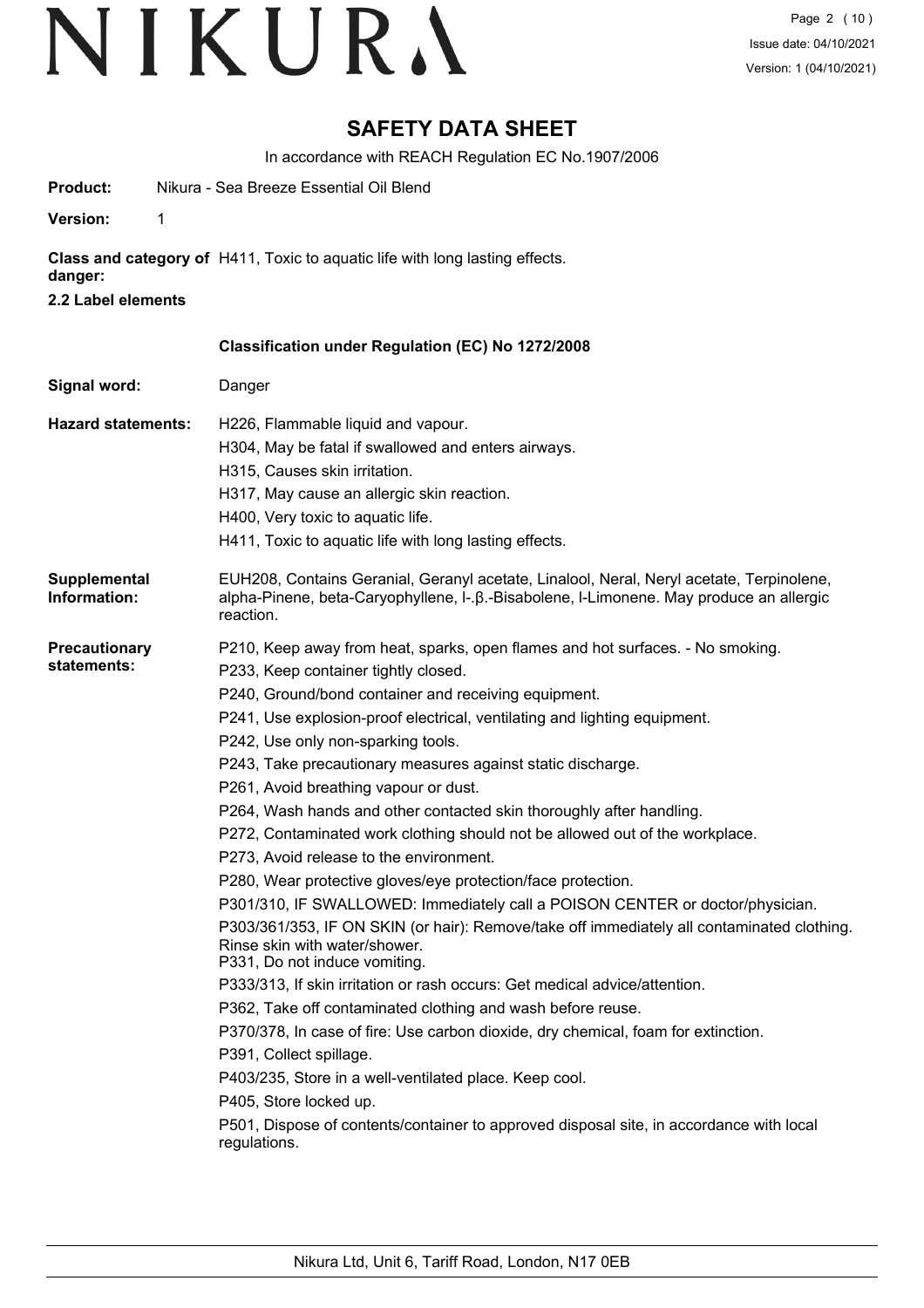# SAFETY DATA SHEET

In accordance with REACH Regulation EC No.1907/2006

**Product:** Nikura - Sea Breeze Essential Oil Blend

**Version:** 1

**Class and category of danger:** H411, Toxic to aquatic life with long lasting effects.

**2.2 Label elements**

**Classification under Regulation (EC) No 1272/2008**

**Signal word:** Danger

**Hazard statements:**
H226, Flammable liquid and vapour.
H304, May be fatal if swallowed and enters airways.
H315, Causes skin irritation.
H317, May cause an allergic skin reaction.
H400, Very toxic to aquatic life.
H411, Toxic to aquatic life with long lasting effects.

**Supplemental Information:** EUH208, Contains Geranial, Geranyl acetate, Linalool, Neral, Neryl acetate, Terpinolene, alpha-Pinene, beta-Caryophyllene, l-.β.-Bisabolene, l-Limonene. May produce an allergic reaction.

**Precautionary statements:**
P210, Keep away from heat, sparks, open flames and hot surfaces. - No smoking.
P233, Keep container tightly closed.
P240, Ground/bond container and receiving equipment.
P241, Use explosion-proof electrical, ventilating and lighting equipment.
P242, Use only non-sparking tools.
P243, Take precautionary measures against static discharge.
P261, Avoid breathing vapour or dust.
P264, Wash hands and other contacted skin thoroughly after handling.
P272, Contaminated work clothing should not be allowed out of the workplace.
P273, Avoid release to the environment.
P280, Wear protective gloves/eye protection/face protection.
P301/310, IF SWALLOWED: Immediately call a POISON CENTER or doctor/physician.
P303/361/353, IF ON SKIN (or hair): Remove/take off immediately all contaminated clothing. Rinse skin with water/shower.
P331, Do not induce vomiting.
P333/313, If skin irritation or rash occurs: Get medical advice/attention.
P362, Take off contaminated clothing and wash before reuse.
P370/378, In case of fire: Use carbon dioxide, dry chemical, foam for extinction.
P391, Collect spillage.
P403/235, Store in a well-ventilated place. Keep cool.
P405, Store locked up.
P501, Dispose of contents/container to approved disposal site, in accordance with local regulations.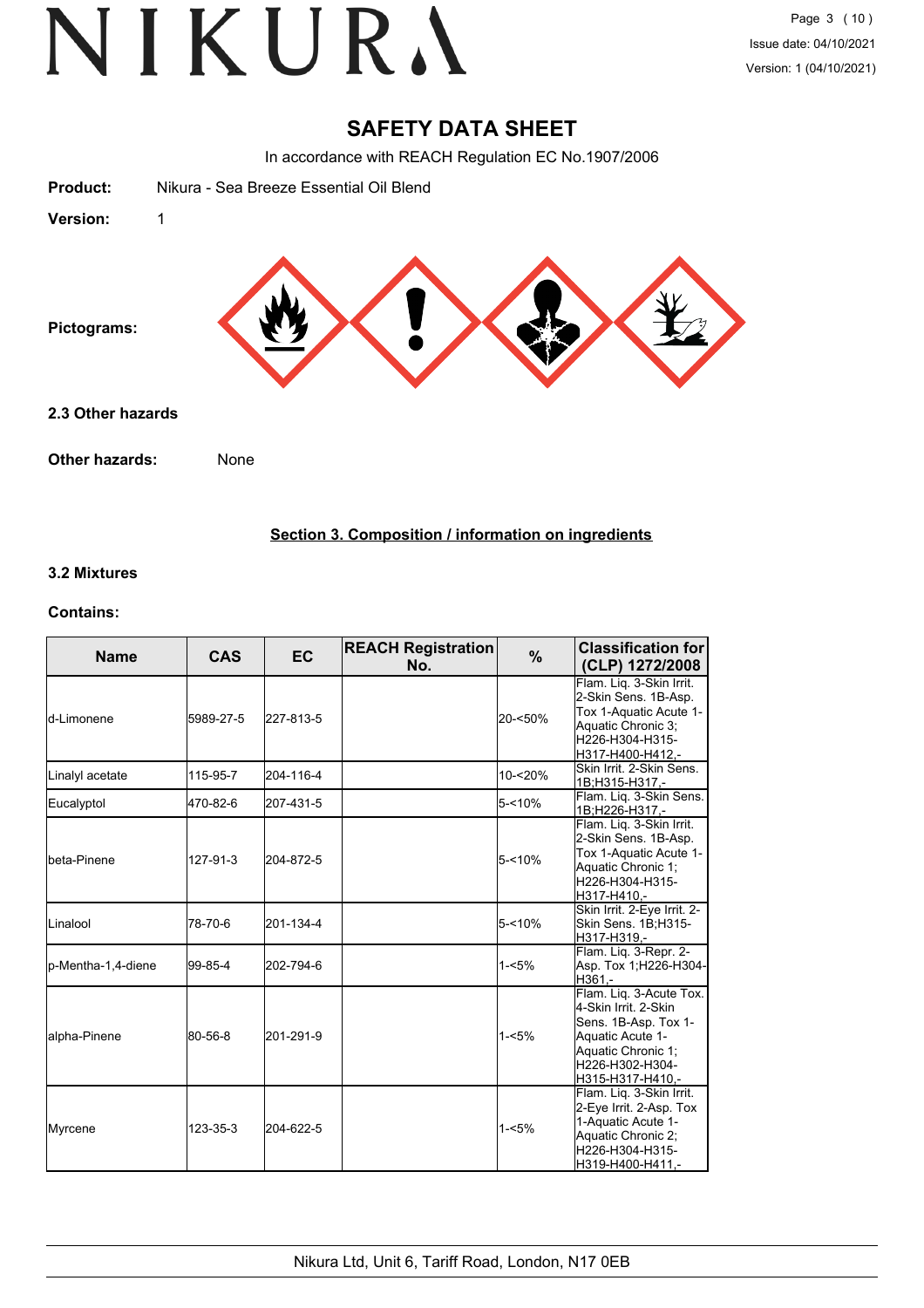# SAFETY DATA SHEET

In accordance with REACH Regulation EC No.1907/2006

**Product:** Nikura - Sea Breeze Essential Oil Blend

**Version:** 1

**Pictograms:**

### 2.3 Other hazards

**Other hazards:** None

## Section 3. Composition / information on ingredients

### 3.2 Mixtures

**Contains:**

| Name | CAS | EC | REACH Registration No. | % | Classification for (CLP) 1272/2008 |
|---|---|---|---|---|---|
| d-Limonene | 5989-27-5 | 227-813-5 | | 20-<50% | Flam. Liq. 3-Skin Irrit. 2-Skin Sens. 1B-Asp. Tox 1-Aquatic Acute 1-Aquatic Chronic 3;H226-H304-H315-H317-H400-H412,- |
| Linalyl acetate | 115-95-7 | 204-116-4 | | 10-<20% | Skin Irrit. 2-Skin Sens. 1B;H315-H317,- |
| Eucalyptol | 470-82-6 | 207-431-5 | | 5-<10% | Flam. Liq. 3-Skin Sens. 1B;H226-H317,- |
| beta-Pinene | 127-91-3 | 204-872-5 | | 5-<10% | Flam. Liq. 3-Skin Irrit. 2-Skin Sens. 1B-Asp. Tox 1-Aquatic Acute 1-Aquatic Chronic 1;H226-H304-H315-H317-H410,- |
| Linalool | 78-70-6 | 201-134-4 | | 5-<10% | Skin Irrit. 2-Eye Irrit. 2-Skin Sens. 1B;H315-H317-H319,- |
| p-Mentha-1,4-diene | 99-85-4 | 202-794-6 | | 1-<5% | Flam. Liq. 3-Repr. 2-Asp. Tox 1;H226-H304-H361,- |
| alpha-Pinene | 80-56-8 | 201-291-9 | | 1-<5% | Flam. Liq. 3-Acute Tox. 4-Skin Irrit. 2-Skin Sens. 1B-Asp. Tox 1-Aquatic Acute 1-Aquatic Chronic 1;H226-H302-H304-H315-H317-H410,- |
| Myrcene | 123-35-3 | 204-622-5 | | 1-<5% | Flam. Liq. 3-Skin Irrit. 2-Eye Irrit. 2-Asp. Tox 1-Aquatic Acute 1-Aquatic Chronic 2;H226-H304-H315-H319-H400-H411,- |

Nikura Ltd, Unit 6, Tariff Road, London, N17 0EB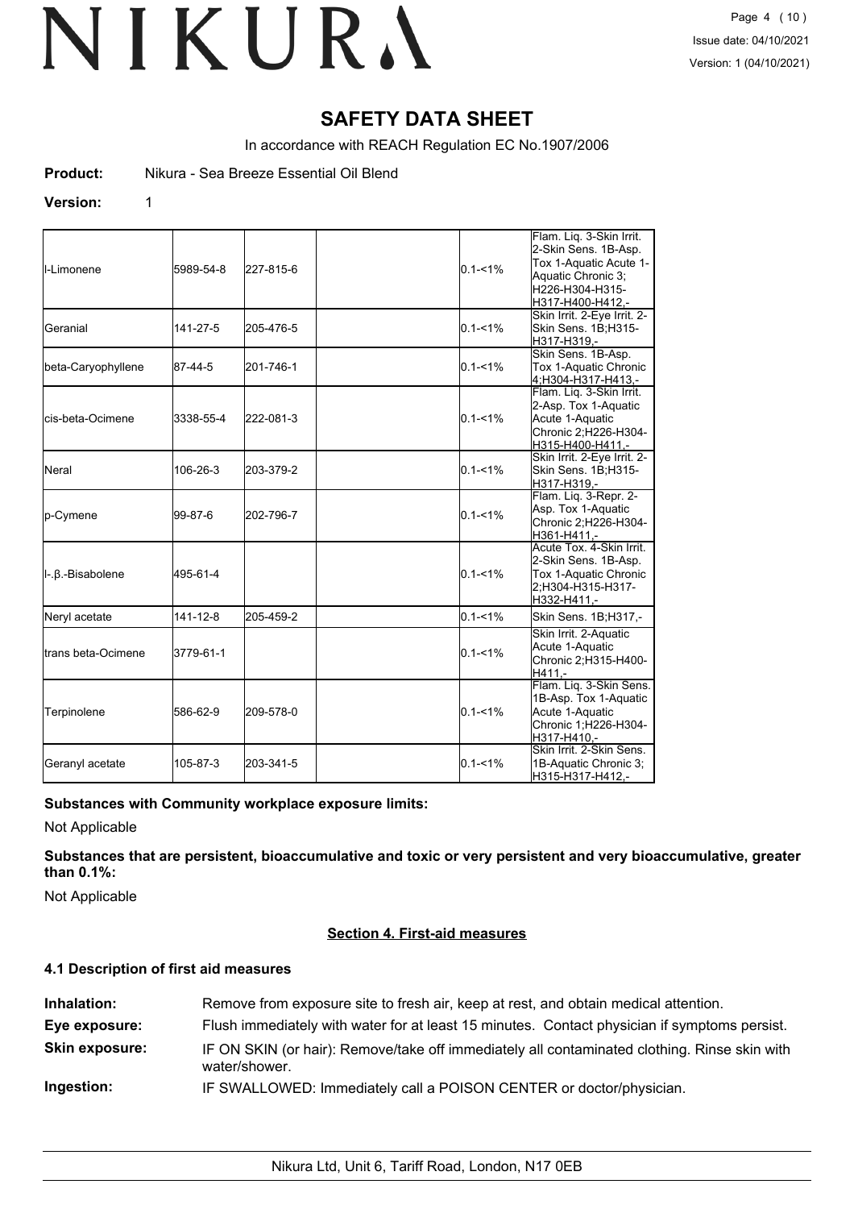# SAFETY DATA SHEET

In accordance with REACH Regulation EC No.1907/2006

**Product:** Nikura - Sea Breeze Essential Oil Blend

**Version:** 1

| | | | | | |
|---|---|---|---|---|---|
| l-Limonene | 5989-54-8 | 227-815-6 | | 0.1-<1% | Flam. Liq. 3-Skin Irrit. 2-Skin Sens. 1B-Asp. Tox 1-Aquatic Acute 1-Aquatic Chronic 3;H226-H304-H315-H317-H400-H412,- |
| Geranial | 141-27-5 | 205-476-5 | | 0.1-<1% | Skin Irrit. 2-Eye Irrit. 2-Skin Sens. 1B;H315-H317-H319,- |
| beta-Caryophyllene | 87-44-5 | 201-746-1 | | 0.1-<1% | Skin Sens. 1B-Asp. Tox 1-Aquatic Chronic 4;H304-H317-H413,- |
| cis-beta-Ocimene | 3338-55-4 | 222-081-3 | | 0.1-<1% | Flam. Liq. 3-Skin Irrit. 2-Asp. Tox 1-Aquatic Acute 1-Aquatic Chronic 2;H226-H304-H315-H400-H411,- |
| Neral | 106-26-3 | 203-379-2 | | 0.1-<1% | Skin Irrit. 2-Eye Irrit. 2-Skin Sens. 1B;H315-H317-H319,- |
| p-Cymene | 99-87-6 | 202-796-7 | | 0.1-<1% | Flam. Liq. 3-Repr. 2-Asp. Tox 1-Aquatic Chronic 2;H226-H304-H361-H411,- |
| l-.β.-Bisabolene | 495-61-4 | | | 0.1-<1% | Acute Tox. 4-Skin Irrit. 2-Skin Sens. 1B-Asp. Tox 1-Aquatic Chronic 2;H304-H315-H317-H332-H411,- |
| Neryl acetate | 141-12-8 | 205-459-2 | | 0.1-<1% | Skin Sens. 1B;H317,- |
| trans beta-Ocimene | 3779-61-1 | | | 0.1-<1% | Skin Irrit. 2-Aquatic Acute 1-Aquatic Chronic 2;H315-H400-H411,- |
| Terpinolene | 586-62-9 | 209-578-0 | | 0.1-<1% | Flam. Liq. 3-Skin Sens. 1B-Asp. Tox 1-Aquatic Acute 1-Aquatic Chronic 1;H226-H304-H317-H410,- |
| Geranyl acetate | 105-87-3 | 203-341-5 | | 0.1-<1% | Skin Irrit. 2-Skin Sens. 1B-Aquatic Chronic 3;H315-H317-H412,- |

**Substances with Community workplace exposure limits:**

Not Applicable

**Substances that are persistent, bioaccumulative and toxic or very persistent and very bioaccumulative, greater than 0.1%:**

Not Applicable

## Section 4. First-aid measures

### 4.1 Description of first aid measures

**Inhalation:** Remove from exposure site to fresh air, keep at rest, and obtain medical attention.

**Eye exposure:** Flush immediately with water for at least 15 minutes. Contact physician if symptoms persist.

**Skin exposure:** IF ON SKIN (or hair): Remove/take off immediately all contaminated clothing. Rinse skin with water/shower.

**Ingestion:** IF SWALLOWED: Immediately call a POISON CENTER or doctor/physician.

Nikura Ltd, Unit 6, Tariff Road, London, N17 0EB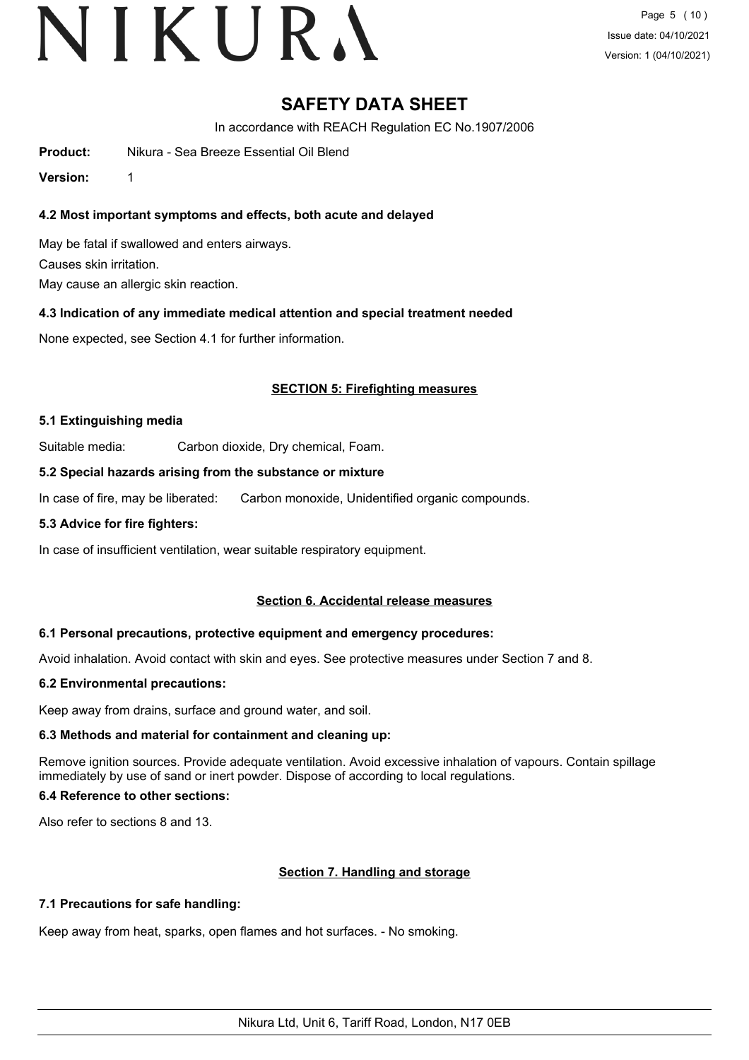# SAFETY DATA SHEET

In accordance with REACH Regulation EC No.1907/2006

**Product:** Nikura - Sea Breeze Essential Oil Blend

**Version:** 1

### 4.2 Most important symptoms and effects, both acute and delayed

May be fatal if swallowed and enters airways.

Causes skin irritation.

May cause an allergic skin reaction.

### 4.3 Indication of any immediate medical attention and special treatment needed

None expected, see Section 4.1 for further information.

## SECTION 5: Firefighting measures

### 5.1 Extinguishing media

Suitable media: Carbon dioxide, Dry chemical, Foam.

### 5.2 Special hazards arising from the substance or mixture

In case of fire, may be liberated: Carbon monoxide, Unidentified organic compounds.

### 5.3 Advice for fire fighters:

In case of insufficient ventilation, wear suitable respiratory equipment.

## Section 6. Accidental release measures

### 6.1 Personal precautions, protective equipment and emergency procedures:

Avoid inhalation. Avoid contact with skin and eyes. See protective measures under Section 7 and 8.

### 6.2 Environmental precautions:

Keep away from drains, surface and ground water, and soil.

### 6.3 Methods and material for containment and cleaning up:

Remove ignition sources. Provide adequate ventilation. Avoid excessive inhalation of vapours. Contain spillage immediately by use of sand or inert powder. Dispose of according to local regulations.

### 6.4 Reference to other sections:

Also refer to sections 8 and 13.

## Section 7. Handling and storage

### 7.1 Precautions for safe handling:

Keep away from heat, sparks, open flames and hot surfaces. - No smoking.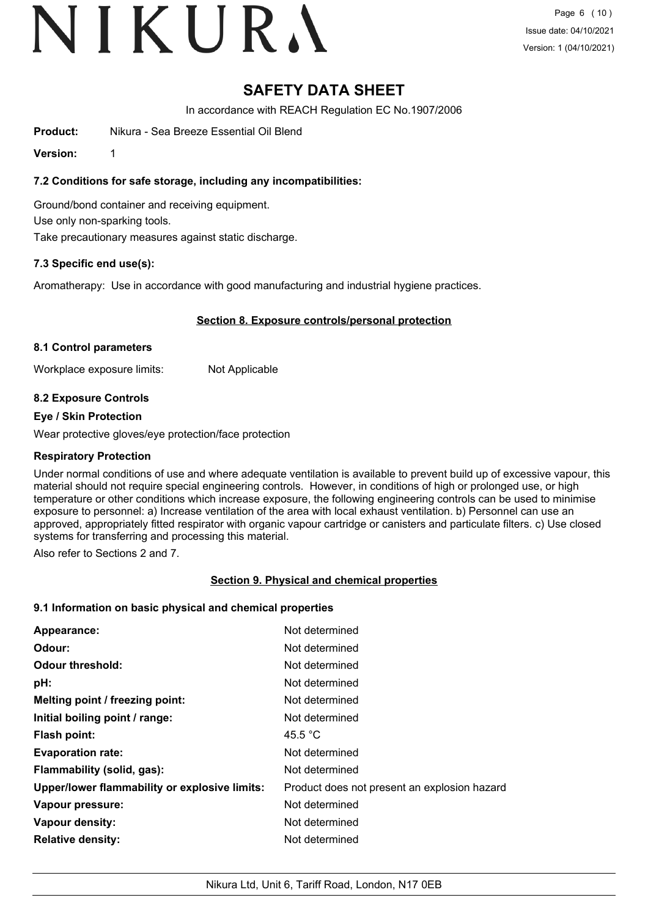# SAFETY DATA SHEET

In accordance with REACH Regulation EC No.1907/2006

**Product:** Nikura - Sea Breeze Essential Oil Blend

**Version:** 1

### 7.2 Conditions for safe storage, including any incompatibilities:

Ground/bond container and receiving equipment.

Use only non-sparking tools.

Take precautionary measures against static discharge.

### 7.3 Specific end use(s):

Aromatherapy: Use in accordance with good manufacturing and industrial hygiene practices.

## Section 8. Exposure controls/personal protection

### 8.1 Control parameters

Workplace exposure limits: Not Applicable

### 8.2 Exposure Controls

**Eye / Skin Protection**

Wear protective gloves/eye protection/face protection

**Respiratory Protection**

Under normal conditions of use and where adequate ventilation is available to prevent build up of excessive vapour, this material should not require special engineering controls. However, in conditions of high or prolonged use, or high temperature or other conditions which increase exposure, the following engineering controls can be used to minimise exposure to personnel: a) Increase ventilation of the area with local exhaust ventilation. b) Personnel can use an approved, appropriately fitted respirator with organic vapour cartridge or canisters and particulate filters. c) Use closed systems for transferring and processing this material.

Also refer to Sections 2 and 7.

## Section 9. Physical and chemical properties

### 9.1 Information on basic physical and chemical properties

| | |
|---|---|
| **Appearance:** | Not determined |
| **Odour:** | Not determined |
| **Odour threshold:** | Not determined |
| **pH:** | Not determined |
| **Melting point / freezing point:** | Not determined |
| **Initial boiling point / range:** | Not determined |
| **Flash point:** | 45.5 °C |
| **Evaporation rate:** | Not determined |
| **Flammability (solid, gas):** | Not determined |
| **Upper/lower flammability or explosive limits:** | Product does not present an explosion hazard |
| **Vapour pressure:** | Not determined |
| **Vapour density:** | Not determined |
| **Relative density:** | Not determined |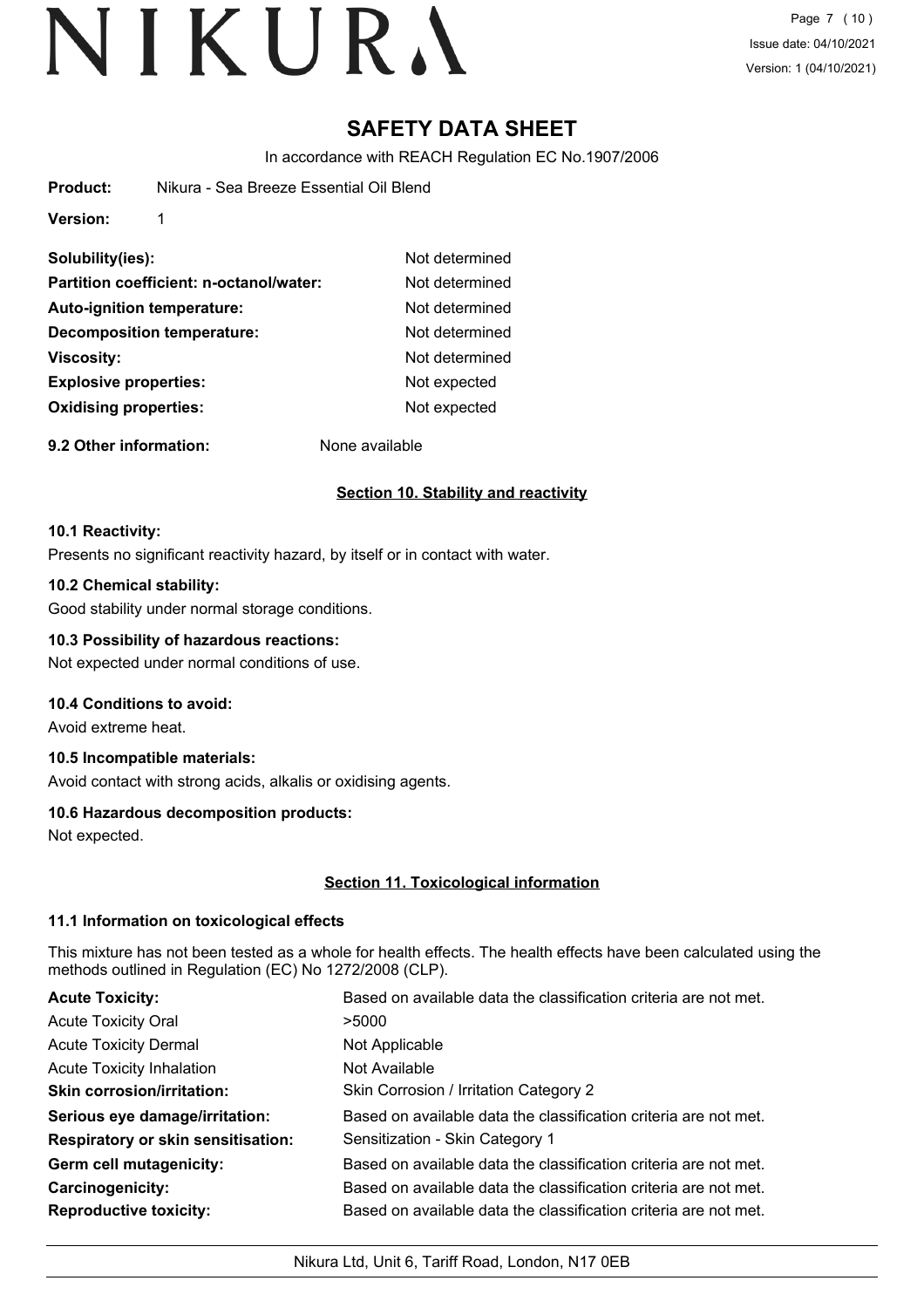# SAFETY DATA SHEET

In accordance with REACH Regulation EC No.1907/2006

**Product:** Nikura - Sea Breeze Essential Oil Blend

**Version:** 1

| | |
|---|---|
| **Solubility(ies):** | Not determined |
| **Partition coefficient: n-octanol/water:** | Not determined |
| **Auto-ignition temperature:** | Not determined |
| **Decomposition temperature:** | Not determined |
| **Viscosity:** | Not determined |
| **Explosive properties:** | Not expected |
| **Oxidising properties:** | Not expected |

**9.2 Other information:** None available

## Section 10. Stability and reactivity

### 10.1 Reactivity:

Presents no significant reactivity hazard, by itself or in contact with water.

### 10.2 Chemical stability:

Good stability under normal storage conditions.

### 10.3 Possibility of hazardous reactions:

Not expected under normal conditions of use.

### 10.4 Conditions to avoid:

Avoid extreme heat.

### 10.5 Incompatible materials:

Avoid contact with strong acids, alkalis or oxidising agents.

### 10.6 Hazardous decomposition products:

Not expected.

## Section 11. Toxicological information

### 11.1 Information on toxicological effects

This mixture has not been tested as a whole for health effects. The health effects have been calculated using the methods outlined in Regulation (EC) No 1272/2008 (CLP).

| | |
|---|---|
| **Acute Toxicity:** | Based on available data the classification criteria are not met. |
| Acute Toxicity Oral | >5000 |
| Acute Toxicity Dermal | Not Applicable |
| Acute Toxicity Inhalation | Not Available |
| **Skin corrosion/irritation:** | Skin Corrosion / Irritation Category 2 |
| **Serious eye damage/irritation:** | Based on available data the classification criteria are not met. |
| **Respiratory or skin sensitisation:** | Sensitization - Skin Category 1 |
| **Germ cell mutagenicity:** | Based on available data the classification criteria are not met. |
| **Carcinogenicity:** | Based on available data the classification criteria are not met. |
| **Reproductive toxicity:** | Based on available data the classification criteria are not met. |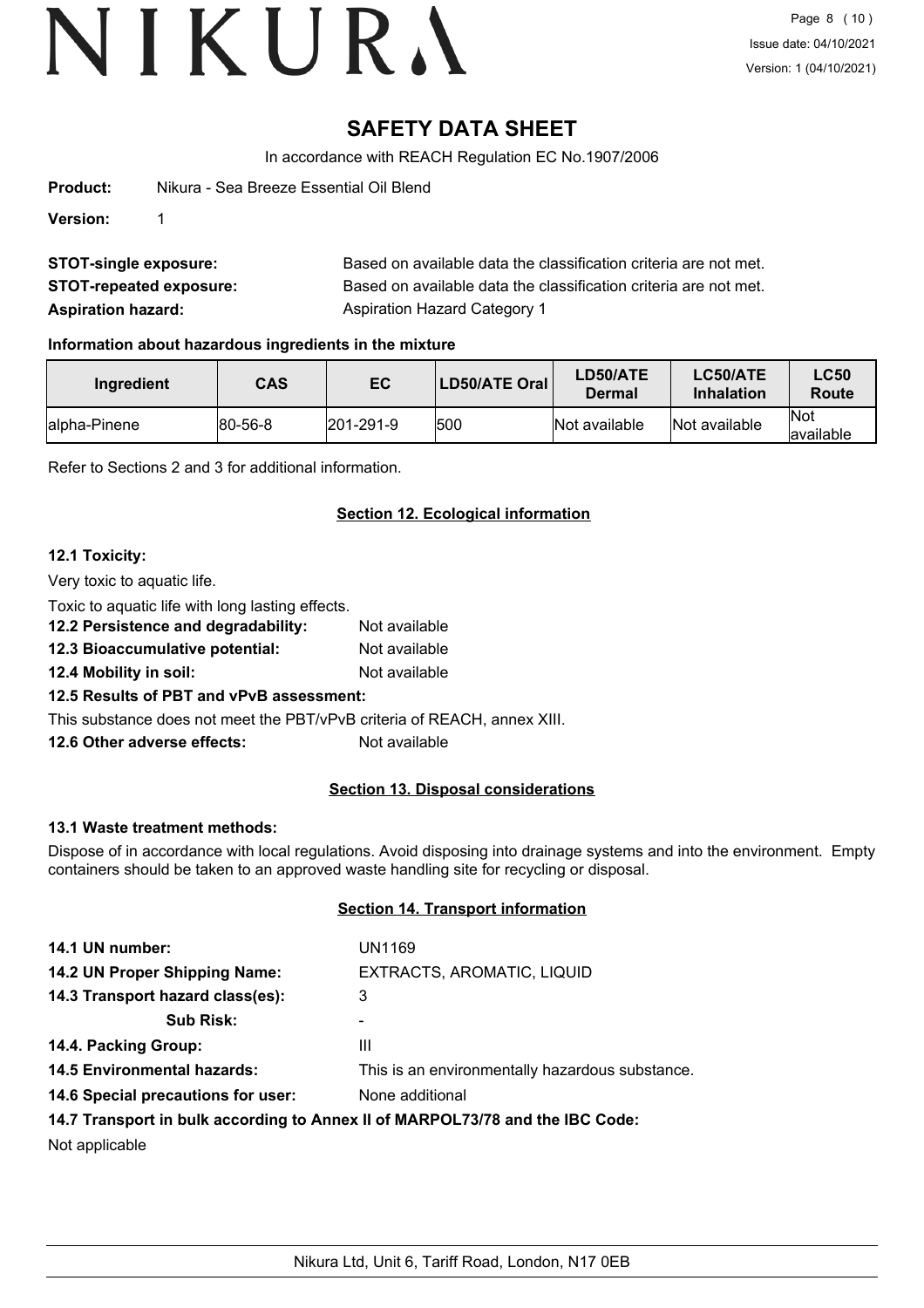# SAFETY DATA SHEET

In accordance with REACH Regulation EC No.1907/2006

**Product:** Nikura - Sea Breeze Essential Oil Blend

**Version:** 1

**STOT-single exposure:** Based on available data the classification criteria are not met.

**STOT-repeated exposure:** Based on available data the classification criteria are not met.

**Aspiration hazard:** Aspiration Hazard Category 1

### Information about hazardous ingredients in the mixture

| Ingredient | CAS | EC | LD50/ATE Oral | LD50/ATE Dermal | LC50/ATE Inhalation | LC50 Route |
|---|---|---|---|---|---|---|
| alpha-Pinene | 80-56-8 | 201-291-9 | 500 | Not available | Not available | Not available |

Refer to Sections 2 and 3 for additional information.

## Section 12. Ecological information

### 12.1 Toxicity:

Very toxic to aquatic life.

Toxic to aquatic life with long lasting effects.

**12.2 Persistence and degradability:** Not available

**12.3 Bioaccumulative potential:** Not available

**12.4 Mobility in soil:** Not available

**12.5 Results of PBT and vPvB assessment:**

This substance does not meet the PBT/vPvB criteria of REACH, annex XIII.

**12.6 Other adverse effects:** Not available

## Section 13. Disposal considerations

### 13.1 Waste treatment methods:

Dispose of in accordance with local regulations. Avoid disposing into drainage systems and into the environment. Empty containers should be taken to an approved waste handling site for recycling or disposal.

## Section 14. Transport information

**14.1 UN number:** UN1169

**14.2 UN Proper Shipping Name:** EXTRACTS, AROMATIC, LIQUID

**14.3 Transport hazard class(es):** 3

**Sub Risk:** -

**14.4. Packing Group:** III

**14.5 Environmental hazards:** This is an environmentally hazardous substance.

**14.6 Special precautions for user:** None additional

**14.7 Transport in bulk according to Annex II of MARPOL73/78 and the IBC Code:**

Not applicable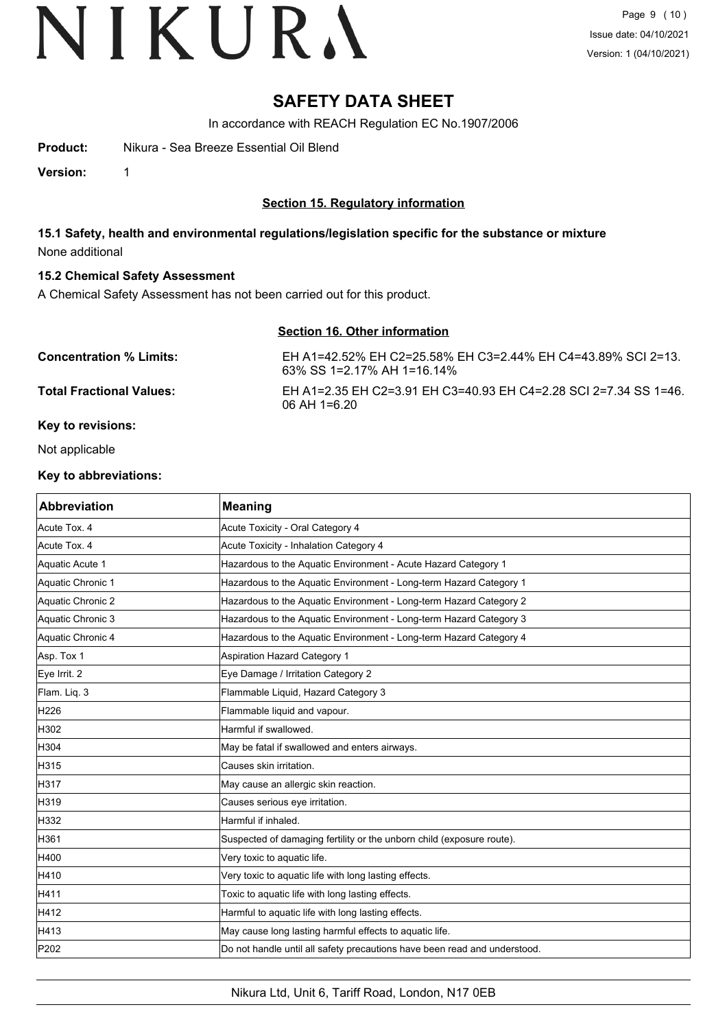# SAFETY DATA SHEET

In accordance with REACH Regulation EC No.1907/2006

**Product:** Nikura - Sea Breeze Essential Oil Blend

**Version:** 1

## Section 15. Regulatory information

### 15.1 Safety, health and environmental regulations/legislation specific for the substance or mixture

None additional

### 15.2 Chemical Safety Assessment

A Chemical Safety Assessment has not been carried out for this product.

## Section 16. Other information

**Concentration % Limits:** EH A1=42.52% EH C2=25.58% EH C3=2.44% EH C4=43.89% SCI 2=13.63% SS 1=2.17% AH 1=16.14%

**Total Fractional Values:** EH A1=2.35 EH C2=3.91 EH C3=40.93 EH C4=2.28 SCI 2=7.34 SS 1=46.06 AH 1=6.20

**Key to revisions:**

Not applicable

**Key to abbreviations:**

| Abbreviation | Meaning |
|---|---|
| Acute Tox. 4 | Acute Toxicity - Oral Category 4 |
| Acute Tox. 4 | Acute Toxicity - Inhalation Category 4 |
| Aquatic Acute 1 | Hazardous to the Aquatic Environment - Acute Hazard Category 1 |
| Aquatic Chronic 1 | Hazardous to the Aquatic Environment - Long-term Hazard Category 1 |
| Aquatic Chronic 2 | Hazardous to the Aquatic Environment - Long-term Hazard Category 2 |
| Aquatic Chronic 3 | Hazardous to the Aquatic Environment - Long-term Hazard Category 3 |
| Aquatic Chronic 4 | Hazardous to the Aquatic Environment - Long-term Hazard Category 4 |
| Asp. Tox 1 | Aspiration Hazard Category 1 |
| Eye Irrit. 2 | Eye Damage / Irritation Category 2 |
| Flam. Liq. 3 | Flammable Liquid, Hazard Category 3 |
| H226 | Flammable liquid and vapour. |
| H302 | Harmful if swallowed. |
| H304 | May be fatal if swallowed and enters airways. |
| H315 | Causes skin irritation. |
| H317 | May cause an allergic skin reaction. |
| H319 | Causes serious eye irritation. |
| H332 | Harmful if inhaled. |
| H361 | Suspected of damaging fertility or the unborn child (exposure route). |
| H400 | Very toxic to aquatic life. |
| H410 | Very toxic to aquatic life with long lasting effects. |
| H411 | Toxic to aquatic life with long lasting effects. |
| H412 | Harmful to aquatic life with long lasting effects. |
| H413 | May cause long lasting harmful effects to aquatic life. |
| P202 | Do not handle until all safety precautions have been read and understood. |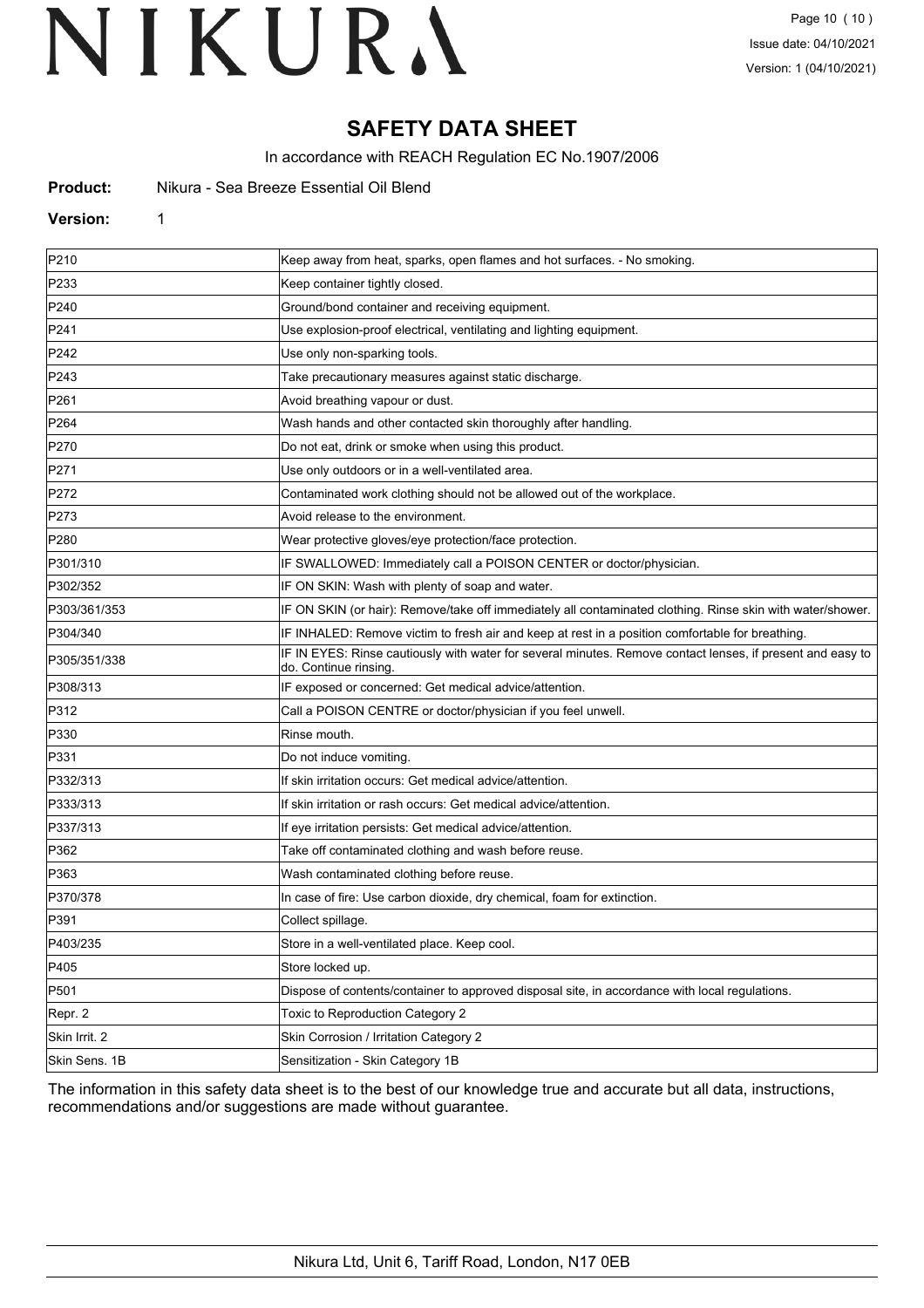# SAFETY DATA SHEET

In accordance with REACH Regulation EC No.1907/2006

**Product:** Nikura - Sea Breeze Essential Oil Blend

**Version:** 1

| | |
|---|---|
| P210 | Keep away from heat, sparks, open flames and hot surfaces. - No smoking. |
| P233 | Keep container tightly closed. |
| P240 | Ground/bond container and receiving equipment. |
| P241 | Use explosion-proof electrical, ventilating and lighting equipment. |
| P242 | Use only non-sparking tools. |
| P243 | Take precautionary measures against static discharge. |
| P261 | Avoid breathing vapour or dust. |
| P264 | Wash hands and other contacted skin thoroughly after handling. |
| P270 | Do not eat, drink or smoke when using this product. |
| P271 | Use only outdoors or in a well-ventilated area. |
| P272 | Contaminated work clothing should not be allowed out of the workplace. |
| P273 | Avoid release to the environment. |
| P280 | Wear protective gloves/eye protection/face protection. |
| P301/310 | IF SWALLOWED: Immediately call a POISON CENTER or doctor/physician. |
| P302/352 | IF ON SKIN: Wash with plenty of soap and water. |
| P303/361/353 | IF ON SKIN (or hair): Remove/take off immediately all contaminated clothing. Rinse skin with water/shower. |
| P304/340 | IF INHALED: Remove victim to fresh air and keep at rest in a position comfortable for breathing. |
| P305/351/338 | IF IN EYES: Rinse cautiously with water for several minutes. Remove contact lenses, if present and easy to do. Continue rinsing. |
| P308/313 | IF exposed or concerned: Get medical advice/attention. |
| P312 | Call a POISON CENTRE or doctor/physician if you feel unwell. |
| P330 | Rinse mouth. |
| P331 | Do not induce vomiting. |
| P332/313 | If skin irritation occurs: Get medical advice/attention. |
| P333/313 | If skin irritation or rash occurs: Get medical advice/attention. |
| P337/313 | If eye irritation persists: Get medical advice/attention. |
| P362 | Take off contaminated clothing and wash before reuse. |
| P363 | Wash contaminated clothing before reuse. |
| P370/378 | In case of fire: Use carbon dioxide, dry chemical, foam for extinction. |
| P391 | Collect spillage. |
| P403/235 | Store in a well-ventilated place. Keep cool. |
| P405 | Store locked up. |
| P501 | Dispose of contents/container to approved disposal site, in accordance with local regulations. |
| Repr. 2 | Toxic to Reproduction Category 2 |
| Skin Irrit. 2 | Skin Corrosion / Irritation Category 2 |
| Skin Sens. 1B | Sensitization - Skin Category 1B |

The information in this safety data sheet is to the best of our knowledge true and accurate but all data, instructions, recommendations and/or suggestions are made without guarantee.